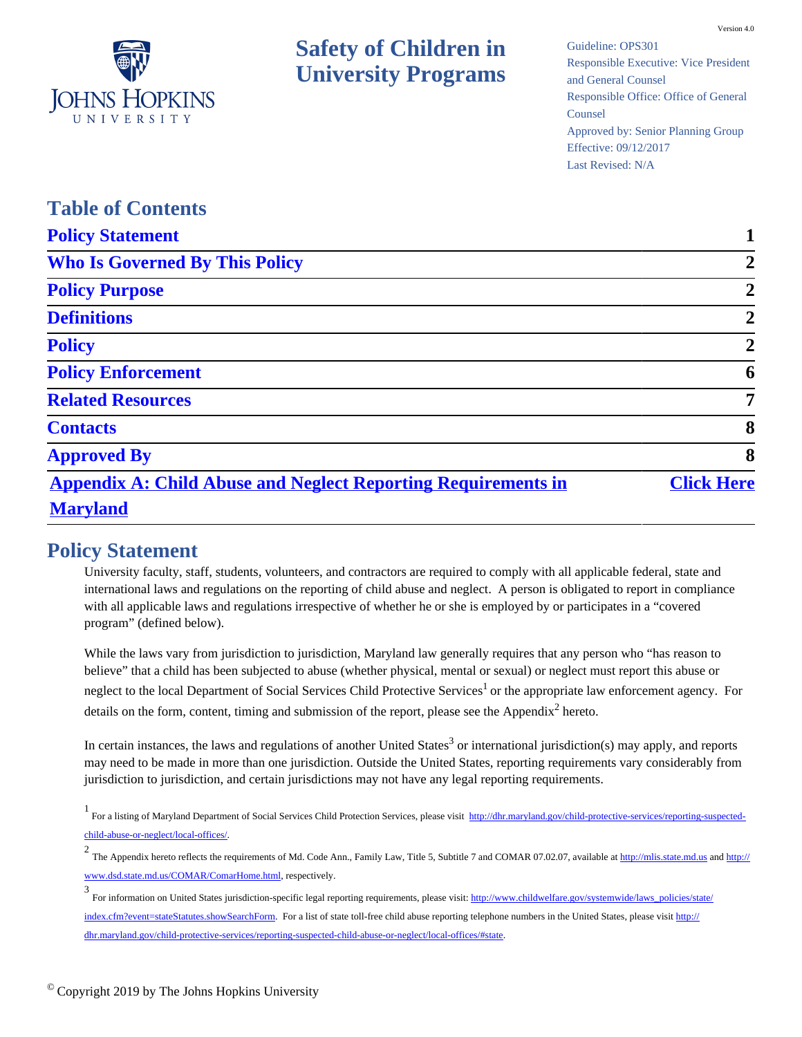Version 4.0

JOHNS HOPKINS UNIVERSITY

# Safety of Children in University Programs

Guideline: OPS301
Responsible Executive: Vice President and General Counsel
Responsible Office: Office of General Counsel
Approved by: Senior Planning Group
Effective: 09/12/2017
Last Revised: N/A

## Table of Contents

| | |
|---|---|
| Policy Statement | 1 |
| Who Is Governed By This Policy | 2 |
| Policy Purpose | 2 |
| Definitions | 2 |
| Policy | 2 |
| Policy Enforcement | 6 |
| Related Resources | 7 |
| Contacts | 8 |
| Approved By | 8 |
| Appendix A: Child Abuse and Neglect Reporting Requirements in Maryland | Click Here |

## Policy Statement

University faculty, staff, students, volunteers, and contractors are required to comply with all applicable federal, state and international laws and regulations on the reporting of child abuse and neglect. A person is obligated to report in compliance with all applicable laws and regulations irrespective of whether he or she is employed by or participates in a "covered program" (defined below).

While the laws vary from jurisdiction to jurisdiction, Maryland law generally requires that any person who "has reason to believe" that a child has been subjected to abuse (whether physical, mental or sexual) or neglect must report this abuse or neglect to the local Department of Social Services Child Protective Services[1] or the appropriate law enforcement agency. For details on the form, content, timing and submission of the report, please see the Appendix[2] hereto.

In certain instances, the laws and regulations of another United States[3] or international jurisdiction(s) may apply, and reports may need to be made in more than one jurisdiction. Outside the United States, reporting requirements vary considerably from jurisdiction to jurisdiction, and certain jurisdictions may not have any legal reporting requirements.

[1] For a listing of Maryland Department of Social Services Child Protection Services, please visit http://dhr.maryland.gov/child-protective-services/reporting-suspected-child-abuse-or-neglect/local-offices/.

[2] The Appendix hereto reflects the requirements of Md. Code Ann., Family Law, Title 5, Subtitle 7 and COMAR 07.02.07, available at http://mlis.state.md.us and http://www.dsd.state.md.us/COMAR/ComarHome.html, respectively.

[3] For information on United States jurisdiction-specific legal reporting requirements, please visit: http://www.childwelfare.gov/systemwide/laws_policies/state/index.cfm?event=stateStatutes.showSearchForm. For a list of state toll-free child abuse reporting telephone numbers in the United States, please visit http://dhr.maryland.gov/child-protective-services/reporting-suspected-child-abuse-or-neglect/local-offices/#state.

© Copyright 2019 by The Johns Hopkins University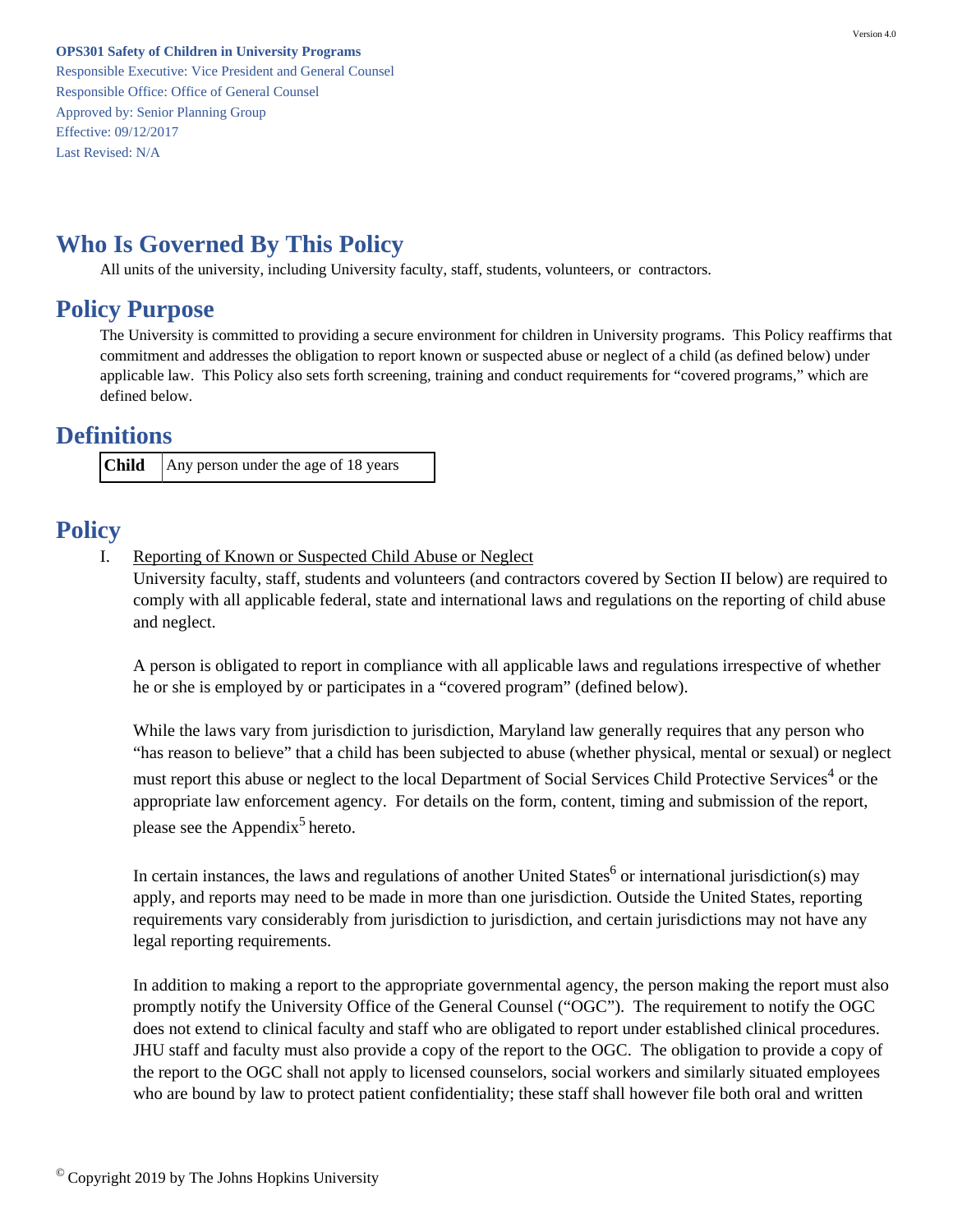**OPS301 Safety of Children in University Programs**
Responsible Executive: Vice President and General Counsel
Responsible Office: Office of General Counsel
Approved by: Senior Planning Group
Effective: 09/12/2017
Last Revised: N/A

# Who Is Governed By This Policy

All units of the university, including University faculty, staff, students, volunteers, or contractors.

# Policy Purpose

The University is committed to providing a secure environment for children in University programs. This Policy reaffirms that commitment and addresses the obligation to report known or suspected abuse or neglect of a child (as defined below) under applicable law. This Policy also sets forth screening, training and conduct requirements for "covered programs," which are defined below.

# Definitions

| **Child** | Any person under the age of 18 years |
|---|---|

# Policy

I. Reporting of Known or Suspected Child Abuse or Neglect

University faculty, staff, students and volunteers (and contractors covered by Section II below) are required to comply with all applicable federal, state and international laws and regulations on the reporting of child abuse and neglect.

A person is obligated to report in compliance with all applicable laws and regulations irrespective of whether he or she is employed by or participates in a "covered program" (defined below).

While the laws vary from jurisdiction to jurisdiction, Maryland law generally requires that any person who "has reason to believe" that a child has been subjected to abuse (whether physical, mental or sexual) or neglect must report this abuse or neglect to the local Department of Social Services Child Protective Services[4] or the appropriate law enforcement agency. For details on the form, content, timing and submission of the report, please see the Appendix[5] hereto.

In certain instances, the laws and regulations of another United States[6] or international jurisdiction(s) may apply, and reports may need to be made in more than one jurisdiction. Outside the United States, reporting requirements vary considerably from jurisdiction to jurisdiction, and certain jurisdictions may not have any legal reporting requirements.

In addition to making a report to the appropriate governmental agency, the person making the report must also promptly notify the University Office of the General Counsel ("OGC"). The requirement to notify the OGC does not extend to clinical faculty and staff who are obligated to report under established clinical procedures. JHU staff and faculty must also provide a copy of the report to the OGC. The obligation to provide a copy of the report to the OGC shall not apply to licensed counselors, social workers and similarly situated employees who are bound by law to protect patient confidentiality; these staff shall however file both oral and written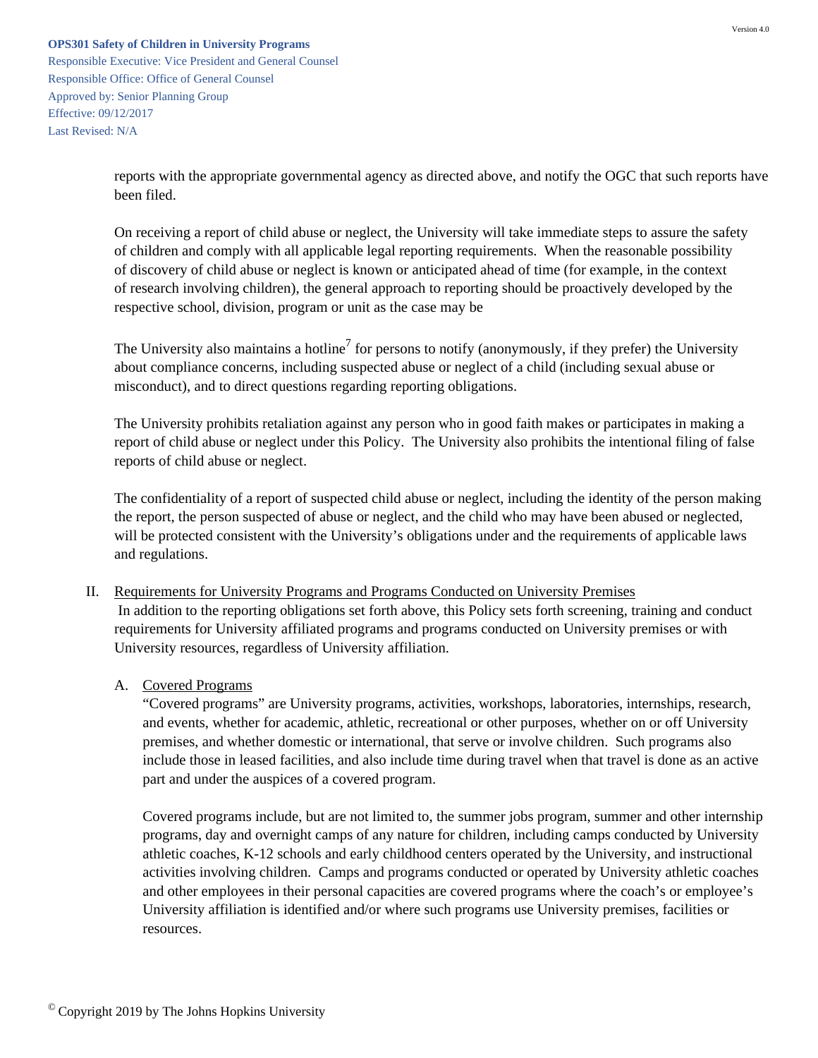reports with the appropriate governmental agency as directed above, and notify the OGC that such reports have been filed.

On receiving a report of child abuse or neglect, the University will take immediate steps to assure the safety of children and comply with all applicable legal reporting requirements. When the reasonable possibility of discovery of child abuse or neglect is known or anticipated ahead of time (for example, in the context of research involving children), the general approach to reporting should be proactively developed by the respective school, division, program or unit as the case may be

The University also maintains a hotline[7] for persons to notify (anonymously, if they prefer) the University about compliance concerns, including suspected abuse or neglect of a child (including sexual abuse or misconduct), and to direct questions regarding reporting obligations.

The University prohibits retaliation against any person who in good faith makes or participates in making a report of child abuse or neglect under this Policy. The University also prohibits the intentional filing of false reports of child abuse or neglect.

The confidentiality of a report of suspected child abuse or neglect, including the identity of the person making the report, the person suspected of abuse or neglect, and the child who may have been abused or neglected, will be protected consistent with the University's obligations under and the requirements of applicable laws and regulations.

## II. Requirements for University Programs and Programs Conducted on University Premises

In addition to the reporting obligations set forth above, this Policy sets forth screening, training and conduct requirements for University affiliated programs and programs conducted on University premises or with University resources, regardless of University affiliation.

### A. Covered Programs

"Covered programs" are University programs, activities, workshops, laboratories, internships, research, and events, whether for academic, athletic, recreational or other purposes, whether on or off University premises, and whether domestic or international, that serve or involve children. Such programs also include those in leased facilities, and also include time during travel when that travel is done as an active part and under the auspices of a covered program.

Covered programs include, but are not limited to, the summer jobs program, summer and other internship programs, day and overnight camps of any nature for children, including camps conducted by University athletic coaches, K-12 schools and early childhood centers operated by the University, and instructional activities involving children. Camps and programs conducted or operated by University athletic coaches and other employees in their personal capacities are covered programs where the coach's or employee's University affiliation is identified and/or where such programs use University premises, facilities or resources.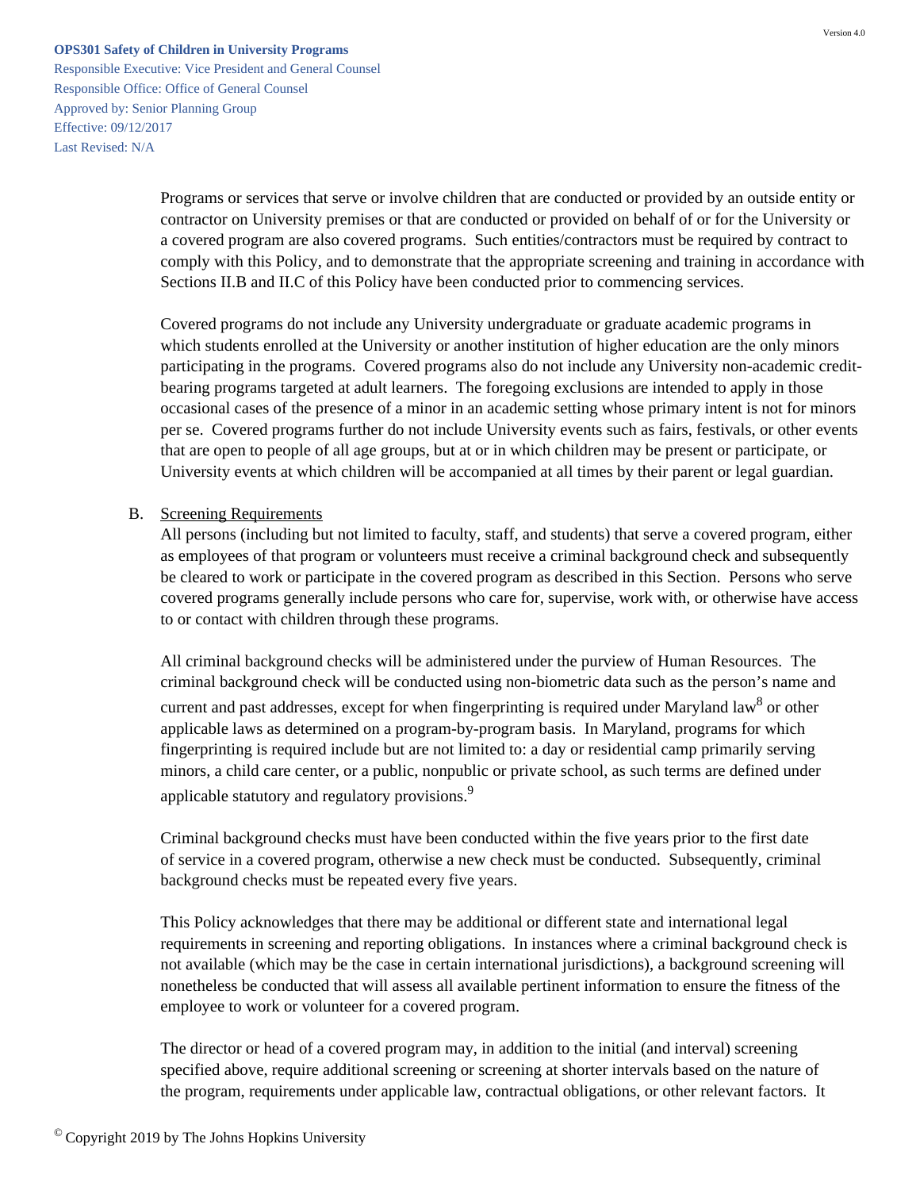Programs or services that serve or involve children that are conducted or provided by an outside entity or contractor on University premises or that are conducted or provided on behalf of or for the University or a covered program are also covered programs. Such entities/contractors must be required by contract to comply with this Policy, and to demonstrate that the appropriate screening and training in accordance with Sections II.B and II.C of this Policy have been conducted prior to commencing services.

Covered programs do not include any University undergraduate or graduate academic programs in which students enrolled at the University or another institution of higher education are the only minors participating in the programs. Covered programs also do not include any University non-academic credit-bearing programs targeted at adult learners. The foregoing exclusions are intended to apply in those occasional cases of the presence of a minor in an academic setting whose primary intent is not for minors per se. Covered programs further do not include University events such as fairs, festivals, or other events that are open to people of all age groups, but at or in which children may be present or participate, or University events at which children will be accompanied at all times by their parent or legal guardian.

B. Screening Requirements

All persons (including but not limited to faculty, staff, and students) that serve a covered program, either as employees of that program or volunteers must receive a criminal background check and subsequently be cleared to work or participate in the covered program as described in this Section. Persons who serve covered programs generally include persons who care for, supervise, work with, or otherwise have access to or contact with children through these programs.

All criminal background checks will be administered under the purview of Human Resources. The criminal background check will be conducted using non-biometric data such as the person's name and current and past addresses, except for when fingerprinting is required under Maryland law[8] or other applicable laws as determined on a program-by-program basis. In Maryland, programs for which fingerprinting is required include but are not limited to: a day or residential camp primarily serving minors, a child care center, or a public, nonpublic or private school, as such terms are defined under applicable statutory and regulatory provisions.[9]

Criminal background checks must have been conducted within the five years prior to the first date of service in a covered program, otherwise a new check must be conducted. Subsequently, criminal background checks must be repeated every five years.

This Policy acknowledges that there may be additional or different state and international legal requirements in screening and reporting obligations. In instances where a criminal background check is not available (which may be the case in certain international jurisdictions), a background screening will nonetheless be conducted that will assess all available pertinent information to ensure the fitness of the employee to work or volunteer for a covered program.

The director or head of a covered program may, in addition to the initial (and interval) screening specified above, require additional screening or screening at shorter intervals based on the nature of the program, requirements under applicable law, contractual obligations, or other relevant factors. It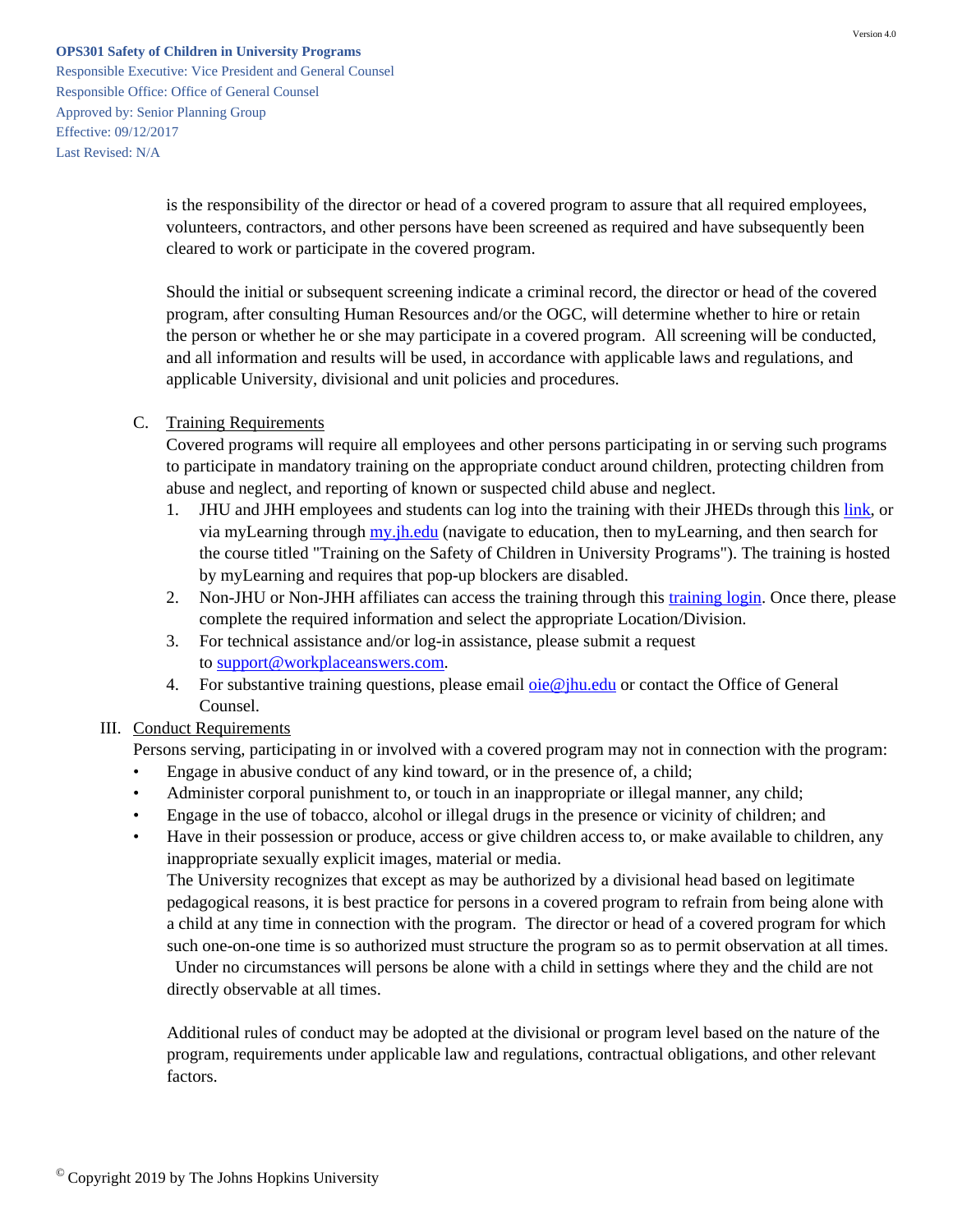is the responsibility of the director or head of a covered program to assure that all required employees, volunteers, contractors, and other persons have been screened as required and have subsequently been cleared to work or participate in the covered program.

Should the initial or subsequent screening indicate a criminal record, the director or head of the covered program, after consulting Human Resources and/or the OGC, will determine whether to hire or retain the person or whether he or she may participate in a covered program. All screening will be conducted, and all information and results will be used, in accordance with applicable laws and regulations, and applicable University, divisional and unit policies and procedures.

C. Training Requirements

Covered programs will require all employees and other persons participating in or serving such programs to participate in mandatory training on the appropriate conduct around children, protecting children from abuse and neglect, and reporting of known or suspected child abuse and neglect.

1. JHU and JHH employees and students can log into the training with their JHEDs through this link, or via myLearning through my.jh.edu (navigate to education, then to myLearning, and then search for the course titled "Training on the Safety of Children in University Programs"). The training is hosted by myLearning and requires that pop-up blockers are disabled.
2. Non-JHU or Non-JHH affiliates can access the training through this training login. Once there, please complete the required information and select the appropriate Location/Division.
3. For technical assistance and/or log-in assistance, please submit a request to support@workplaceanswers.com.
4. For substantive training questions, please email oie@jhu.edu or contact the Office of General Counsel.

III. Conduct Requirements

Persons serving, participating in or involved with a covered program may not in connection with the program:

- Engage in abusive conduct of any kind toward, or in the presence of, a child;
- Administer corporal punishment to, or touch in an inappropriate or illegal manner, any child;
- Engage in the use of tobacco, alcohol or illegal drugs in the presence or vicinity of children; and
- Have in their possession or produce, access or give children access to, or make available to children, any inappropriate sexually explicit images, material or media.

The University recognizes that except as may be authorized by a divisional head based on legitimate pedagogical reasons, it is best practice for persons in a covered program to refrain from being alone with a child at any time in connection with the program. The director or head of a covered program for which such one-on-one time is so authorized must structure the program so as to permit observation at all times. Under no circumstances will persons be alone with a child in settings where they and the child are not directly observable at all times.

Additional rules of conduct may be adopted at the divisional or program level based on the nature of the program, requirements under applicable law and regulations, contractual obligations, and other relevant factors.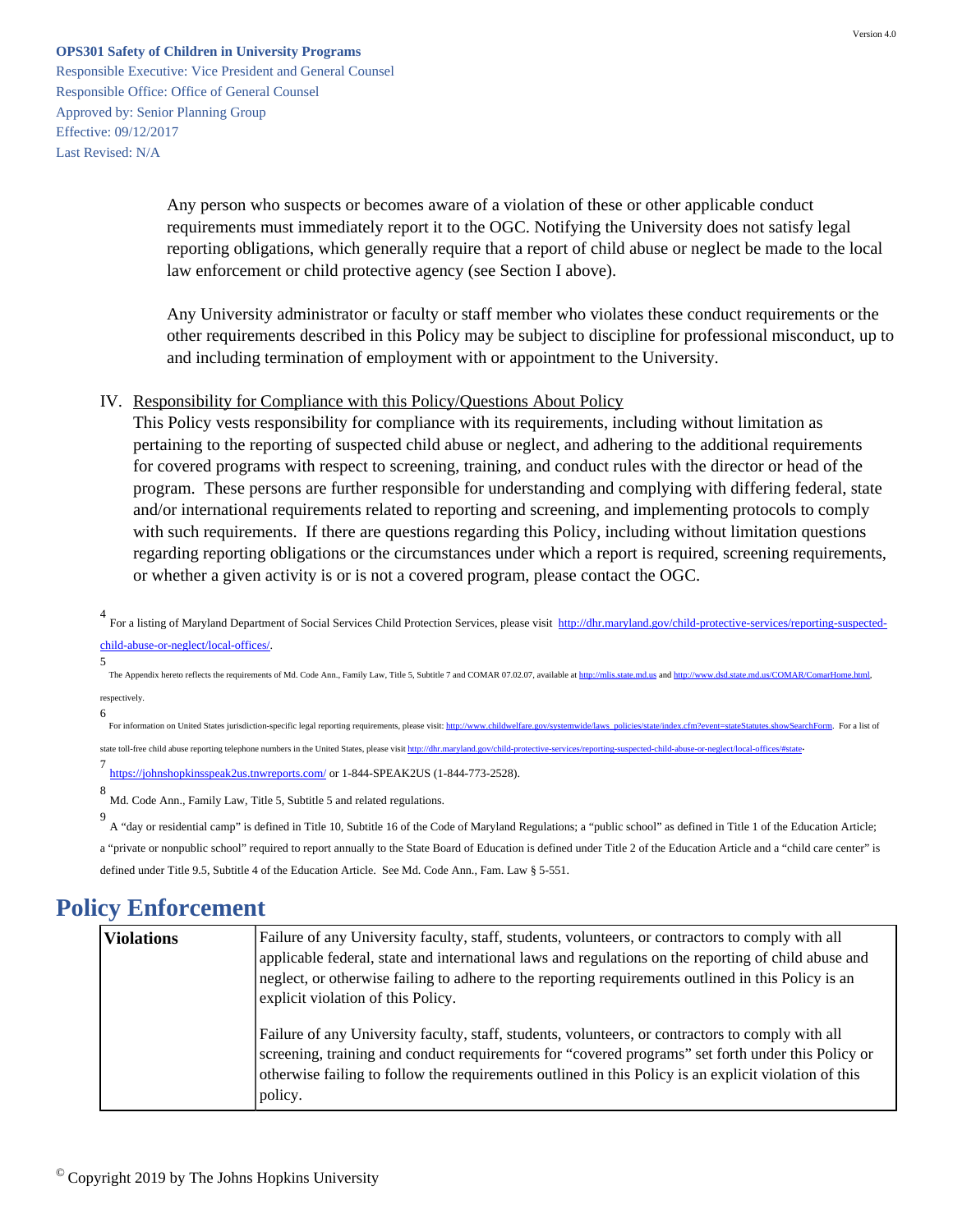Any person who suspects or becomes aware of a violation of these or other applicable conduct requirements must immediately report it to the OGC. Notifying the University does not satisfy legal reporting obligations, which generally require that a report of child abuse or neglect be made to the local law enforcement or child protective agency (see Section I above).

Any University administrator or faculty or staff member who violates these conduct requirements or the other requirements described in this Policy may be subject to discipline for professional misconduct, up to and including termination of employment with or appointment to the University.

IV. Responsibility for Compliance with this Policy/Questions About Policy

This Policy vests responsibility for compliance with its requirements, including without limitation as pertaining to the reporting of suspected child abuse or neglect, and adhering to the additional requirements for covered programs with respect to screening, training, and conduct rules with the director or head of the program. These persons are further responsible for understanding and complying with differing federal, state and/or international requirements related to reporting and screening, and implementing protocols to comply with such requirements. If there are questions regarding this Policy, including without limitation questions regarding reporting obligations or the circumstances under which a report is required, screening requirements, or whether a given activity is or is not a covered program, please contact the OGC.

[4] For a listing of Maryland Department of Social Services Child Protection Services, please visit http://dhr.maryland.gov/child-protective-services/reporting-suspected-child-abuse-or-neglect/local-offices/.

[5] The Appendix hereto reflects the requirements of Md. Code Ann., Family Law, Title 5, Subtitle 7 and COMAR 07.02.07, available at http://mlis.state.md.us and http://www.dsd.state.md.us/COMAR/ComarHome.html, respectively.

[6] For information on United States jurisdiction-specific legal reporting requirements, please visit: http://www.childwelfare.gov/systemwide/laws_policies/state/index.cfm?event=stateStatutes.showSearchForm. For a list of state toll-free child abuse reporting telephone numbers in the United States, please visit http://dhr.maryland.gov/child-protective-services/reporting-suspected-child-abuse-or-neglect/local-offices/#state.

[7] https://johnshopkinsspeak2us.tnwreports.com/ or 1-844-SPEAK2US (1-844-773-2528).

[8] Md. Code Ann., Family Law, Title 5, Subtitle 5 and related regulations.

[9] A "day or residential camp" is defined in Title 10, Subtitle 16 of the Code of Maryland Regulations; a "public school" as defined in Title 1 of the Education Article; a "private or nonpublic school" required to report annually to the State Board of Education is defined under Title 2 of the Education Article and a "child care center" is defined under Title 9.5, Subtitle 4 of the Education Article. See Md. Code Ann., Fam. Law § 5-551.

# Policy Enforcement

| Violations | Failure of any University faculty, staff, students, volunteers, or contractors to comply with all applicable federal, state and international laws and regulations on the reporting of child abuse and neglect, or otherwise failing to adhere to the reporting requirements outlined in this Policy is an explicit violation of this Policy.<br><br>Failure of any University faculty, staff, students, volunteers, or contractors to comply with all screening, training and conduct requirements for "covered programs" set forth under this Policy or otherwise failing to follow the requirements outlined in this Policy is an explicit violation of this policy. |
|---|---|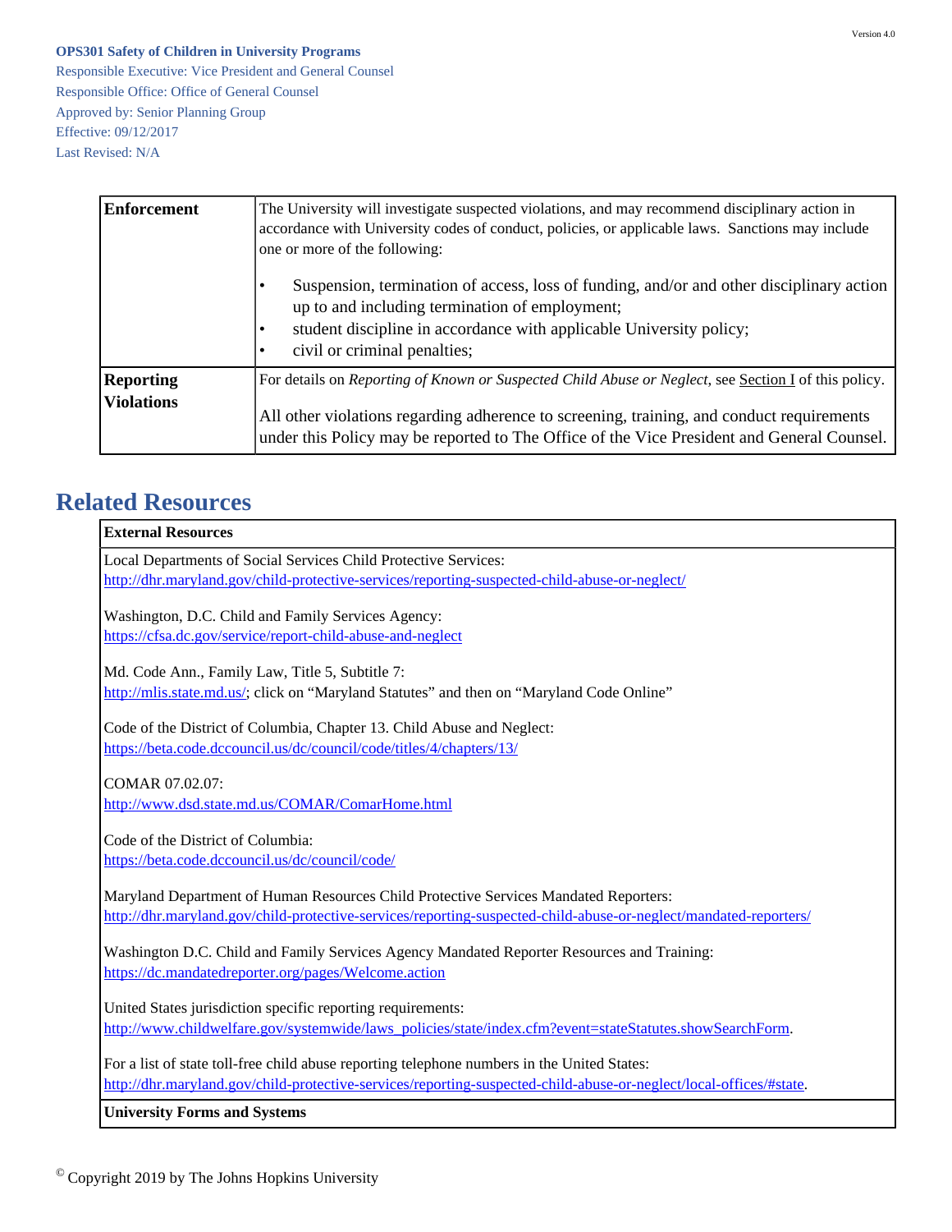| | |
|---|---|
| **Enforcement** | The University will investigate suspected violations, and may recommend disciplinary action in accordance with University codes of conduct, policies, or applicable laws. Sanctions may include one or more of the following:<br><br>• Suspension, termination of access, loss of funding, and/or and other disciplinary action up to and including termination of employment;<br>• student discipline in accordance with applicable University policy;<br>• civil or criminal penalties; |
| **Reporting Violations** | For details on *Reporting of Known or Suspected Child Abuse or Neglect*, see Section I of this policy.<br><br>All other violations regarding adherence to screening, training, and conduct requirements under this Policy may be reported to The Office of the Vice President and General Counsel. |

## Related Resources

| **External Resources** |
|---|
| Local Departments of Social Services Child Protective Services:<br>http://dhr.maryland.gov/child-protective-services/reporting-suspected-child-abuse-or-neglect/<br><br>Washington, D.C. Child and Family Services Agency:<br>https://cfsa.dc.gov/service/report-child-abuse-and-neglect<br><br>Md. Code Ann., Family Law, Title 5, Subtitle 7:<br>http://mlis.state.md.us/; click on "Maryland Statutes" and then on "Maryland Code Online"<br><br>Code of the District of Columbia, Chapter 13. Child Abuse and Neglect:<br>https://beta.code.dccouncil.us/dc/council/code/titles/4/chapters/13/<br><br>COMAR 07.02.07:<br>http://www.dsd.state.md.us/COMAR/ComarHome.html<br><br>Code of the District of Columbia:<br>https://beta.code.dccouncil.us/dc/council/code/<br><br>Maryland Department of Human Resources Child Protective Services Mandated Reporters:<br>http://dhr.maryland.gov/child-protective-services/reporting-suspected-child-abuse-or-neglect/mandated-reporters/<br><br>Washington D.C. Child and Family Services Agency Mandated Reporter Resources and Training:<br>https://dc.mandatedreporter.org/pages/Welcome.action<br><br>United States jurisdiction specific reporting requirements:<br>http://www.childwelfare.gov/systemwide/laws_policies/state/index.cfm?event=stateStatutes.showSearchForm.<br><br>For a list of state toll-free child abuse reporting telephone numbers in the United States:<br>http://dhr.maryland.gov/child-protective-services/reporting-suspected-child-abuse-or-neglect/local-offices/#state. |
| **University Forms and Systems** |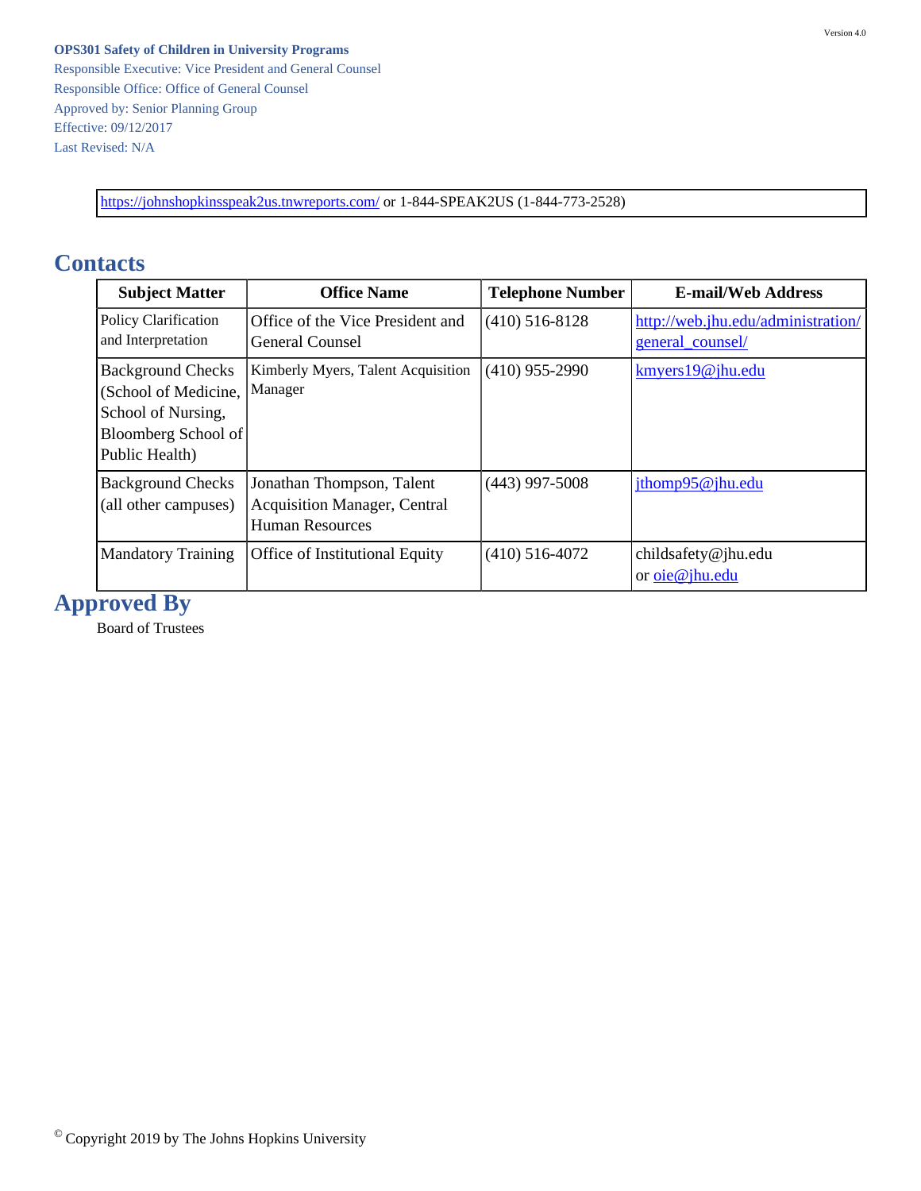https://johnshopkinsspeak2us.tnwreports.com/ or 1-844-SPEAK2US (1-844-773-2528)

## Contacts

| Subject Matter | Office Name | Telephone Number | E-mail/Web Address |
|---|---|---|---|
| Policy Clarification and Interpretation | Office of the Vice President and General Counsel | (410) 516-8128 | http://web.jhu.edu/administration/general_counsel/ |
| Background Checks (School of Medicine, School of Nursing, Bloomberg School of Public Health) | Kimberly Myers, Talent Acquisition Manager | (410) 955-2990 | kmyers19@jhu.edu |
| Background Checks (all other campuses) | Jonathan Thompson, Talent Acquisition Manager, Central Human Resources | (443) 997-5008 | jthomp95@jhu.edu |
| Mandatory Training | Office of Institutional Equity | (410) 516-4072 | childsafety@jhu.edu or oie@jhu.edu |

## Approved By

Board of Trustees